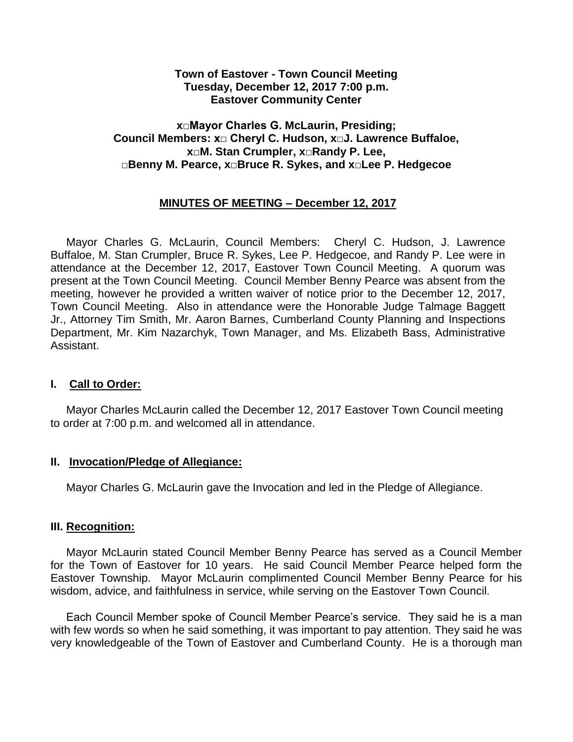**Town of Eastover - Town Council Meeting**
**Tuesday, December 12, 2017 7:00 p.m.**
**Eastover Community Center**

**x□Mayor Charles G. McLaurin, Presiding;**
**Council Members: x□ Cheryl C. Hudson, x□J. Lawrence Buffaloe,**
**x□M. Stan Crumpler, x□Randy P. Lee,**
**□Benny M. Pearce, x□Bruce R. Sykes, and x□Lee P. Hedgecoe**

## MINUTES OF MEETING – December 12, 2017

Mayor Charles G. McLaurin, Council Members: Cheryl C. Hudson, J. Lawrence Buffaloe, M. Stan Crumpler, Bruce R. Sykes, Lee P. Hedgecoe, and Randy P. Lee were in attendance at the December 12, 2017, Eastover Town Council Meeting. A quorum was present at the Town Council Meeting. Council Member Benny Pearce was absent from the meeting, however he provided a written waiver of notice prior to the December 12, 2017, Town Council Meeting. Also in attendance were the Honorable Judge Talmage Baggett Jr., Attorney Tim Smith, Mr. Aaron Barnes, Cumberland County Planning and Inspections Department, Mr. Kim Nazarchyk, Town Manager, and Ms. Elizabeth Bass, Administrative Assistant.

### I. Call to Order:

Mayor Charles McLaurin called the December 12, 2017 Eastover Town Council meeting to order at 7:00 p.m. and welcomed all in attendance.

### II. Invocation/Pledge of Allegiance:

Mayor Charles G. McLaurin gave the Invocation and led in the Pledge of Allegiance.

### III. Recognition:

Mayor McLaurin stated Council Member Benny Pearce has served as a Council Member for the Town of Eastover for 10 years. He said Council Member Pearce helped form the Eastover Township. Mayor McLaurin complimented Council Member Benny Pearce for his wisdom, advice, and faithfulness in service, while serving on the Eastover Town Council.

Each Council Member spoke of Council Member Pearce's service. They said he is a man with few words so when he said something, it was important to pay attention. They said he was very knowledgeable of the Town of Eastover and Cumberland County. He is a thorough man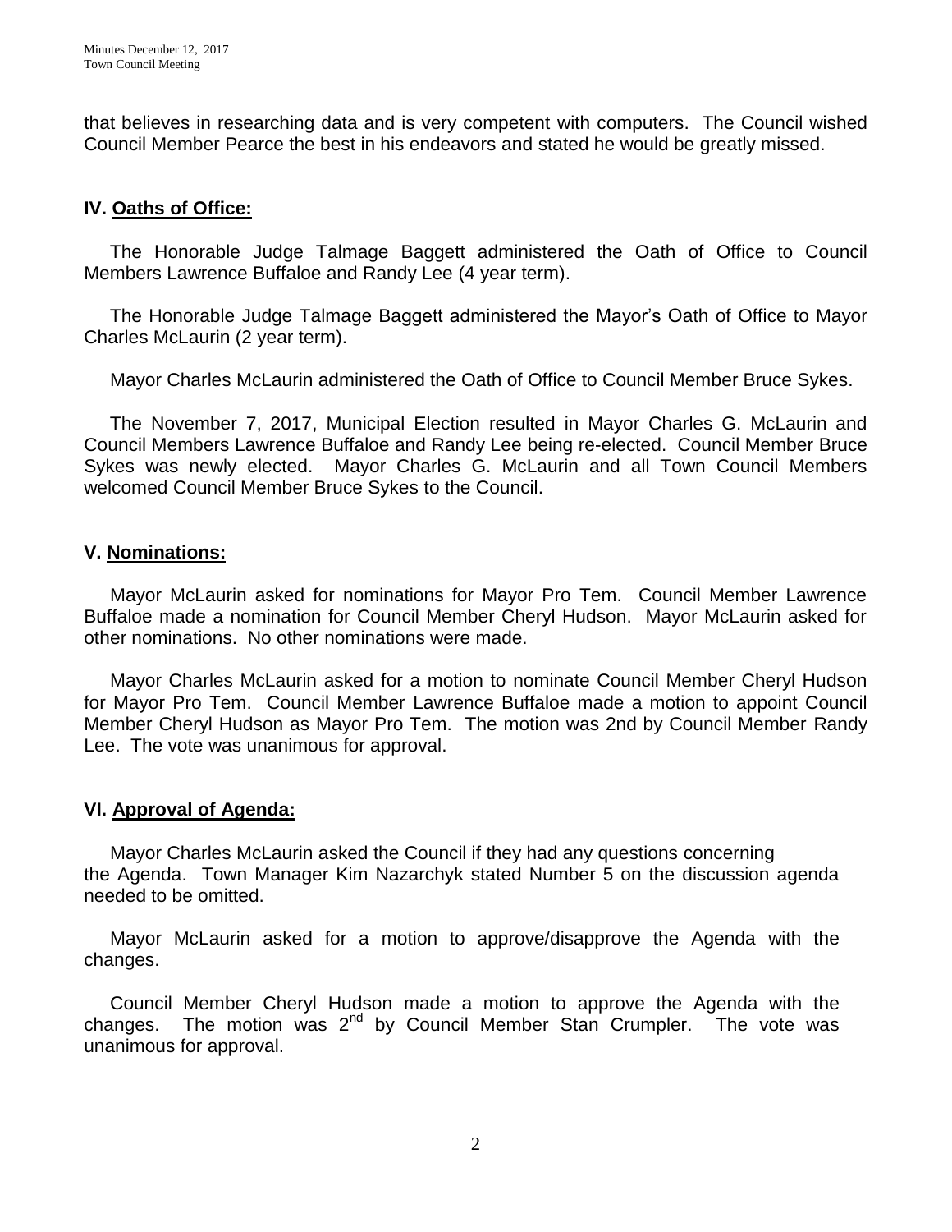that believes in researching data and is very competent with computers. The Council wished Council Member Pearce the best in his endeavors and stated he would be greatly missed.

## IV. **Oaths of Office:**

The Honorable Judge Talmage Baggett administered the Oath of Office to Council Members Lawrence Buffaloe and Randy Lee (4 year term).

The Honorable Judge Talmage Baggett administered the Mayor's Oath of Office to Mayor Charles McLaurin (2 year term).

Mayor Charles McLaurin administered the Oath of Office to Council Member Bruce Sykes.

The November 7, 2017, Municipal Election resulted in Mayor Charles G. McLaurin and Council Members Lawrence Buffaloe and Randy Lee being re-elected. Council Member Bruce Sykes was newly elected. Mayor Charles G. McLaurin and all Town Council Members welcomed Council Member Bruce Sykes to the Council.

## V. **Nominations:**

Mayor McLaurin asked for nominations for Mayor Pro Tem. Council Member Lawrence Buffaloe made a nomination for Council Member Cheryl Hudson. Mayor McLaurin asked for other nominations. No other nominations were made.

Mayor Charles McLaurin asked for a motion to nominate Council Member Cheryl Hudson for Mayor Pro Tem. Council Member Lawrence Buffaloe made a motion to appoint Council Member Cheryl Hudson as Mayor Pro Tem. The motion was 2nd by Council Member Randy Lee. The vote was unanimous for approval.

## VI. **Approval of Agenda:**

Mayor Charles McLaurin asked the Council if they had any questions concerning the Agenda. Town Manager Kim Nazarchyk stated Number 5 on the discussion agenda needed to be omitted.

Mayor McLaurin asked for a motion to approve/disapprove the Agenda with the changes.

Council Member Cheryl Hudson made a motion to approve the Agenda with the changes. The motion was 2nd by Council Member Stan Crumpler. The vote was unanimous for approval.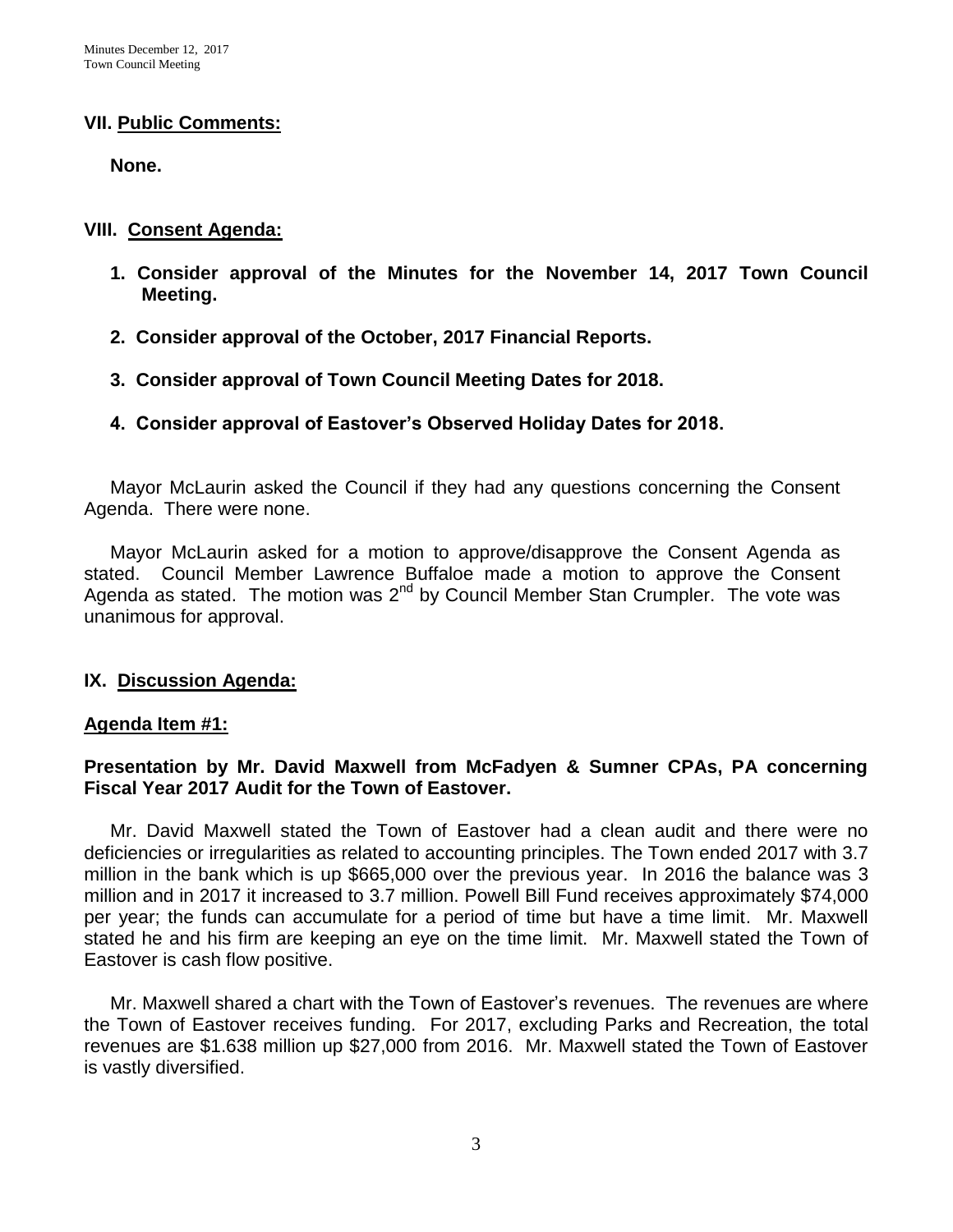## VII. Public Comments:

**None.**

## VIII. Consent Agenda:

1. **Consider approval of the Minutes for the November 14, 2017 Town Council Meeting.**
2. **Consider approval of the October, 2017 Financial Reports.**
3. **Consider approval of Town Council Meeting Dates for 2018.**
4. **Consider approval of Eastover's Observed Holiday Dates for 2018.**

Mayor McLaurin asked the Council if they had any questions concerning the Consent Agenda. There were none.

Mayor McLaurin asked for a motion to approve/disapprove the Consent Agenda as stated. Council Member Lawrence Buffaloe made a motion to approve the Consent Agenda as stated. The motion was 2nd by Council Member Stan Crumpler. The vote was unanimous for approval.

## IX. Discussion Agenda:

### Agenda Item #1:

**Presentation by Mr. David Maxwell from McFadyen & Sumner CPAs, PA concerning Fiscal Year 2017 Audit for the Town of Eastover.**

Mr. David Maxwell stated the Town of Eastover had a clean audit and there were no deficiencies or irregularities as related to accounting principles. The Town ended 2017 with 3.7 million in the bank which is up $665,000 over the previous year. In 2016 the balance was 3 million and in 2017 it increased to 3.7 million. Powell Bill Fund receives approximately $74,000 per year; the funds can accumulate for a period of time but have a time limit. Mr. Maxwell stated he and his firm are keeping an eye on the time limit. Mr. Maxwell stated the Town of Eastover is cash flow positive.

Mr. Maxwell shared a chart with the Town of Eastover's revenues. The revenues are where the Town of Eastover receives funding. For 2017, excluding Parks and Recreation, the total revenues are $1.638 million up $27,000 from 2016. Mr. Maxwell stated the Town of Eastover is vastly diversified.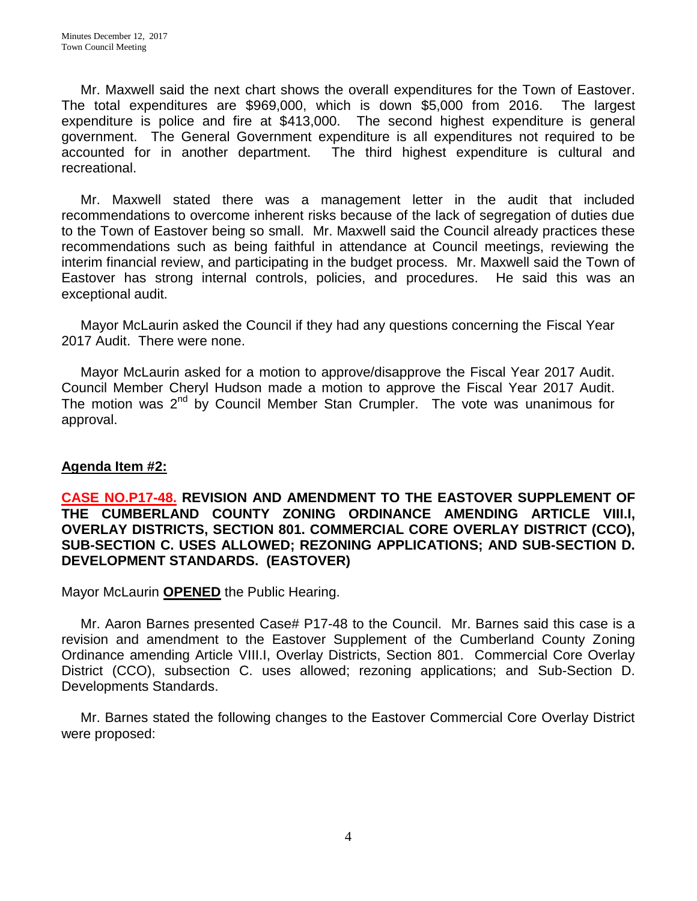Mr. Maxwell said the next chart shows the overall expenditures for the Town of Eastover. The total expenditures are $969,000, which is down $5,000 from 2016. The largest expenditure is police and fire at $413,000. The second highest expenditure is general government. The General Government expenditure is all expenditures not required to be accounted for in another department. The third highest expenditure is cultural and recreational.

Mr. Maxwell stated there was a management letter in the audit that included recommendations to overcome inherent risks because of the lack of segregation of duties due to the Town of Eastover being so small. Mr. Maxwell said the Council already practices these recommendations such as being faithful in attendance at Council meetings, reviewing the interim financial review, and participating in the budget process. Mr. Maxwell said the Town of Eastover has strong internal controls, policies, and procedures. He said this was an exceptional audit.

Mayor McLaurin asked the Council if they had any questions concerning the Fiscal Year 2017 Audit. There were none.

Mayor McLaurin asked for a motion to approve/disapprove the Fiscal Year 2017 Audit. Council Member Cheryl Hudson made a motion to approve the Fiscal Year 2017 Audit. The motion was 2nd by Council Member Stan Crumpler. The vote was unanimous for approval.

**Agenda Item #2:**

**CASE NO.P17-48. REVISION AND AMENDMENT TO THE EASTOVER SUPPLEMENT OF THE CUMBERLAND COUNTY ZONING ORDINANCE AMENDING ARTICLE VIII.I, OVERLAY DISTRICTS, SECTION 801. COMMERCIAL CORE OVERLAY DISTRICT (CCO), SUB-SECTION C. USES ALLOWED; REZONING APPLICATIONS; AND SUB-SECTION D. DEVELOPMENT STANDARDS. (EASTOVER)**

Mayor McLaurin **OPENED** the Public Hearing.

Mr. Aaron Barnes presented Case# P17-48 to the Council. Mr. Barnes said this case is a revision and amendment to the Eastover Supplement of the Cumberland County Zoning Ordinance amending Article VIII.I, Overlay Districts, Section 801. Commercial Core Overlay District (CCO), subsection C. uses allowed; rezoning applications; and Sub-Section D. Developments Standards.

Mr. Barnes stated the following changes to the Eastover Commercial Core Overlay District were proposed: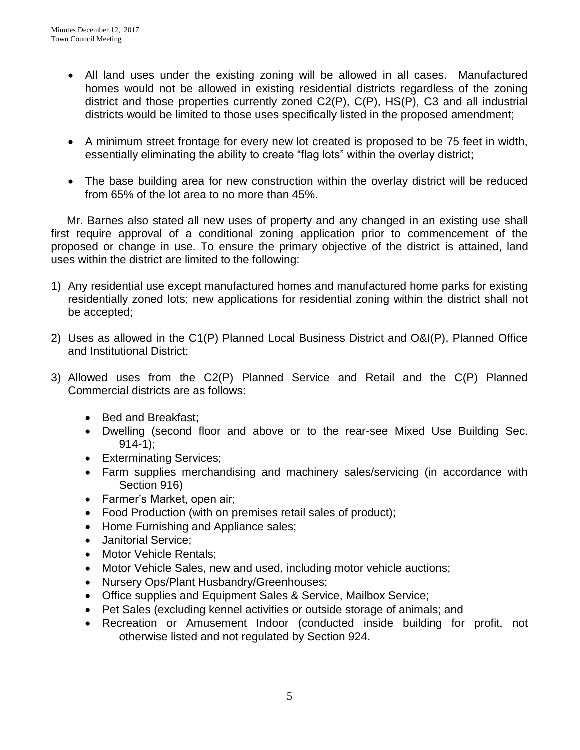- All land uses under the existing zoning will be allowed in all cases. Manufactured homes would not be allowed in existing residential districts regardless of the zoning district and those properties currently zoned C2(P), C(P), HS(P), C3 and all industrial districts would be limited to those uses specifically listed in the proposed amendment;

- A minimum street frontage for every new lot created is proposed to be 75 feet in width, essentially eliminating the ability to create "flag lots" within the overlay district;

- The base building area for new construction within the overlay district will be reduced from 65% of the lot area to no more than 45%.

Mr. Barnes also stated all new uses of property and any changed in an existing use shall first require approval of a conditional zoning application prior to commencement of the proposed or change in use. To ensure the primary objective of the district is attained, land uses within the district are limited to the following:

1) Any residential use except manufactured homes and manufactured home parks for existing residentially zoned lots; new applications for residential zoning within the district shall not be accepted;

2) Uses as allowed in the C1(P) Planned Local Business District and O&I(P), Planned Office and Institutional District;

3) Allowed uses from the C2(P) Planned Service and Retail and the C(P) Planned Commercial districts are as follows:

   - Bed and Breakfast;
   - Dwelling (second floor and above or to the rear-see Mixed Use Building Sec. 914-1);
   - Exterminating Services;
   - Farm supplies merchandising and machinery sales/servicing (in accordance with Section 916)
   - Farmer's Market, open air;
   - Food Production (with on premises retail sales of product);
   - Home Furnishing and Appliance sales;
   - Janitorial Service;
   - Motor Vehicle Rentals;
   - Motor Vehicle Sales, new and used, including motor vehicle auctions;
   - Nursery Ops/Plant Husbandry/Greenhouses;
   - Office supplies and Equipment Sales & Service, Mailbox Service;
   - Pet Sales (excluding kennel activities or outside storage of animals; and
   - Recreation or Amusement Indoor (conducted inside building for profit, not otherwise listed and not regulated by Section 924.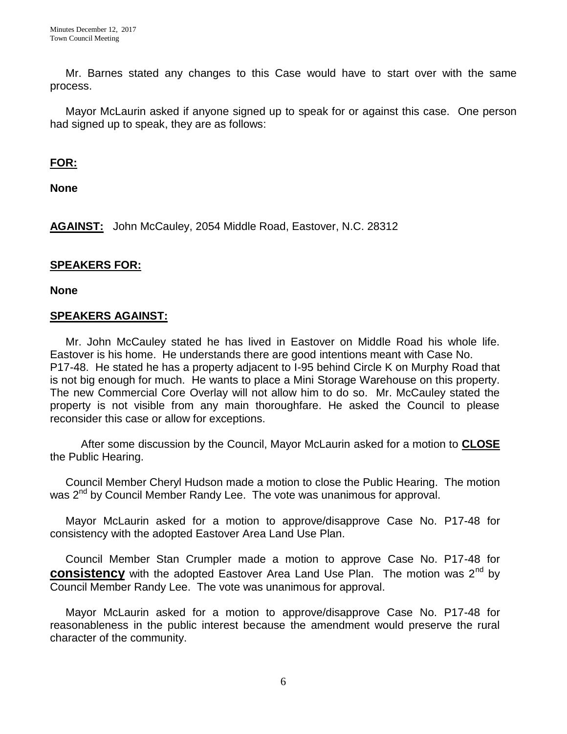Mr. Barnes stated any changes to this Case would have to start over with the same process.

Mayor McLaurin asked if anyone signed up to speak for or against this case. One person had signed up to speak, they are as follows:

**FOR:**

**None**

**AGAINST:** John McCauley, 2054 Middle Road, Eastover, N.C. 28312

**SPEAKERS FOR:**

**None**

**SPEAKERS AGAINST:**

Mr. John McCauley stated he has lived in Eastover on Middle Road his whole life. Eastover is his home. He understands there are good intentions meant with Case No. P17-48. He stated he has a property adjacent to I-95 behind Circle K on Murphy Road that is not big enough for much. He wants to place a Mini Storage Warehouse on this property. The new Commercial Core Overlay will not allow him to do so. Mr. McCauley stated the property is not visible from any main thoroughfare. He asked the Council to please reconsider this case or allow for exceptions.

After some discussion by the Council, Mayor McLaurin asked for a motion to **CLOSE** the Public Hearing.

Council Member Cheryl Hudson made a motion to close the Public Hearing. The motion was 2nd by Council Member Randy Lee. The vote was unanimous for approval.

Mayor McLaurin asked for a motion to approve/disapprove Case No. P17-48 for consistency with the adopted Eastover Area Land Use Plan.

Council Member Stan Crumpler made a motion to approve Case No. P17-48 for **consistency** with the adopted Eastover Area Land Use Plan. The motion was 2nd by Council Member Randy Lee. The vote was unanimous for approval.

Mayor McLaurin asked for a motion to approve/disapprove Case No. P17-48 for reasonableness in the public interest because the amendment would preserve the rural character of the community.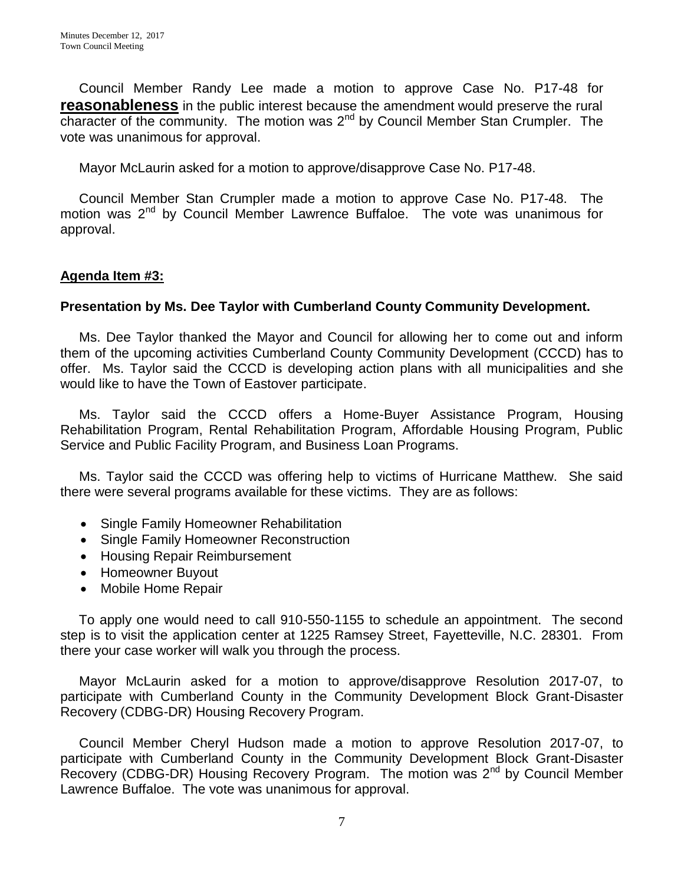Council Member Randy Lee made a motion to approve Case No. P17-48 for **reasonableness** in the public interest because the amendment would preserve the rural character of the community. The motion was 2nd by Council Member Stan Crumpler. The vote was unanimous for approval.

Mayor McLaurin asked for a motion to approve/disapprove Case No. P17-48.

Council Member Stan Crumpler made a motion to approve Case No. P17-48. The motion was 2nd by Council Member Lawrence Buffaloe. The vote was unanimous for approval.

## Agenda Item #3:

**Presentation by Ms. Dee Taylor with Cumberland County Community Development.**

Ms. Dee Taylor thanked the Mayor and Council for allowing her to come out and inform them of the upcoming activities Cumberland County Community Development (CCCD) has to offer. Ms. Taylor said the CCCD is developing action plans with all municipalities and she would like to have the Town of Eastover participate.

Ms. Taylor said the CCCD offers a Home-Buyer Assistance Program, Housing Rehabilitation Program, Rental Rehabilitation Program, Affordable Housing Program, Public Service and Public Facility Program, and Business Loan Programs.

Ms. Taylor said the CCCD was offering help to victims of Hurricane Matthew. She said there were several programs available for these victims. They are as follows:

- Single Family Homeowner Rehabilitation
- Single Family Homeowner Reconstruction
- Housing Repair Reimbursement
- Homeowner Buyout
- Mobile Home Repair

To apply one would need to call 910-550-1155 to schedule an appointment. The second step is to visit the application center at 1225 Ramsey Street, Fayetteville, N.C. 28301. From there your case worker will walk you through the process.

Mayor McLaurin asked for a motion to approve/disapprove Resolution 2017-07, to participate with Cumberland County in the Community Development Block Grant-Disaster Recovery (CDBG-DR) Housing Recovery Program.

Council Member Cheryl Hudson made a motion to approve Resolution 2017-07, to participate with Cumberland County in the Community Development Block Grant-Disaster Recovery (CDBG-DR) Housing Recovery Program. The motion was 2nd by Council Member Lawrence Buffaloe. The vote was unanimous for approval.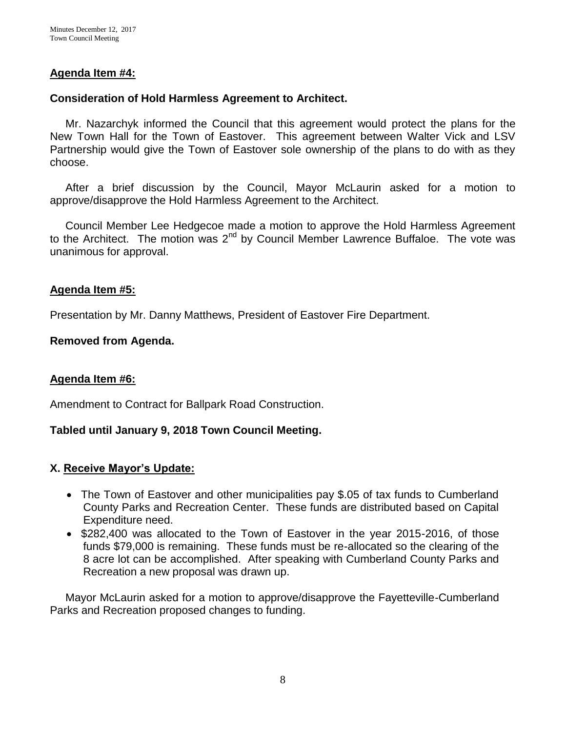## Agenda Item #4:

**Consideration of Hold Harmless Agreement to Architect.**

Mr. Nazarchyk informed the Council that this agreement would protect the plans for the New Town Hall for the Town of Eastover. This agreement between Walter Vick and LSV Partnership would give the Town of Eastover sole ownership of the plans to do with as they choose.

After a brief discussion by the Council, Mayor McLaurin asked for a motion to approve/disapprove the Hold Harmless Agreement to the Architect.

Council Member Lee Hedgecoe made a motion to approve the Hold Harmless Agreement to the Architect. The motion was 2nd by Council Member Lawrence Buffaloe. The vote was unanimous for approval.

## Agenda Item #5:

Presentation by Mr. Danny Matthews, President of Eastover Fire Department.

**Removed from Agenda.**

## Agenda Item #6:

Amendment to Contract for Ballpark Road Construction.

**Tabled until January 9, 2018 Town Council Meeting.**

## X. Receive Mayor's Update:

- The Town of Eastover and other municipalities pay $.05 of tax funds to Cumberland County Parks and Recreation Center. These funds are distributed based on Capital Expenditure need.
- $282,400 was allocated to the Town of Eastover in the year 2015-2016, of those funds $79,000 is remaining. These funds must be re-allocated so the clearing of the 8 acre lot can be accomplished. After speaking with Cumberland County Parks and Recreation a new proposal was drawn up.

Mayor McLaurin asked for a motion to approve/disapprove the Fayetteville-Cumberland Parks and Recreation proposed changes to funding.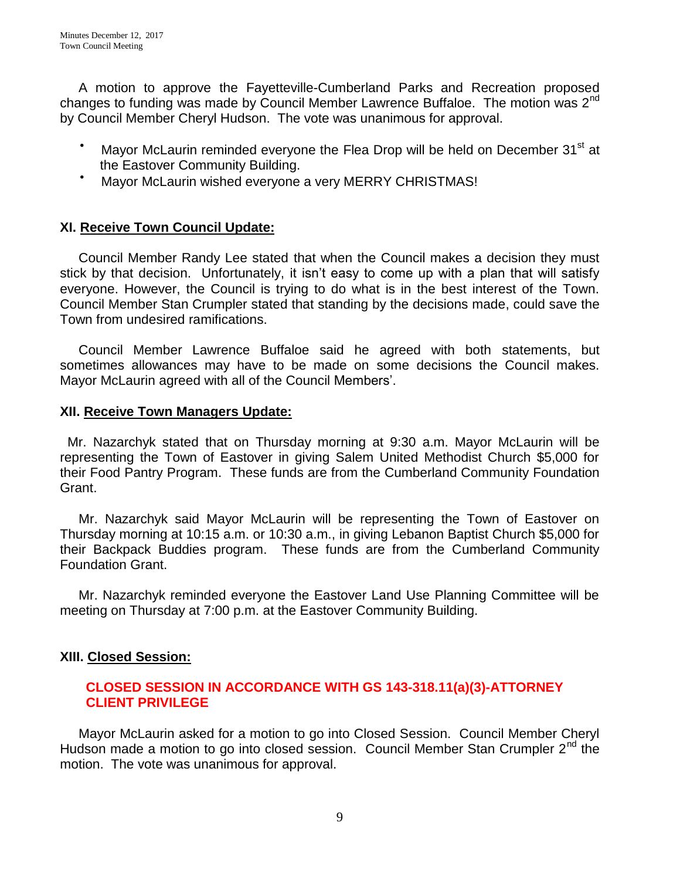A motion to approve the Fayetteville-Cumberland Parks and Recreation proposed changes to funding was made by Council Member Lawrence Buffaloe. The motion was 2nd by Council Member Cheryl Hudson. The vote was unanimous for approval.

- Mayor McLaurin reminded everyone the Flea Drop will be held on December 31st at the Eastover Community Building.
- Mayor McLaurin wished everyone a very MERRY CHRISTMAS!

### XI. Receive Town Council Update:

Council Member Randy Lee stated that when the Council makes a decision they must stick by that decision. Unfortunately, it isn't easy to come up with a plan that will satisfy everyone. However, the Council is trying to do what is in the best interest of the Town. Council Member Stan Crumpler stated that standing by the decisions made, could save the Town from undesired ramifications.

Council Member Lawrence Buffaloe said he agreed with both statements, but sometimes allowances may have to be made on some decisions the Council makes. Mayor McLaurin agreed with all of the Council Members'.

### XII. Receive Town Managers Update:

Mr. Nazarchyk stated that on Thursday morning at 9:30 a.m. Mayor McLaurin will be representing the Town of Eastover in giving Salem United Methodist Church $5,000 for their Food Pantry Program. These funds are from the Cumberland Community Foundation Grant.

Mr. Nazarchyk said Mayor McLaurin will be representing the Town of Eastover on Thursday morning at 10:15 a.m. or 10:30 a.m., in giving Lebanon Baptist Church $5,000 for their Backpack Buddies program. These funds are from the Cumberland Community Foundation Grant.

Mr. Nazarchyk reminded everyone the Eastover Land Use Planning Committee will be meeting on Thursday at 7:00 p.m. at the Eastover Community Building.

### XIII. Closed Session:

**CLOSED SESSION IN ACCORDANCE WITH GS 143-318.11(a)(3)-ATTORNEY CLIENT PRIVILEGE**

Mayor McLaurin asked for a motion to go into Closed Session. Council Member Cheryl Hudson made a motion to go into closed session. Council Member Stan Crumpler 2nd the motion. The vote was unanimous for approval.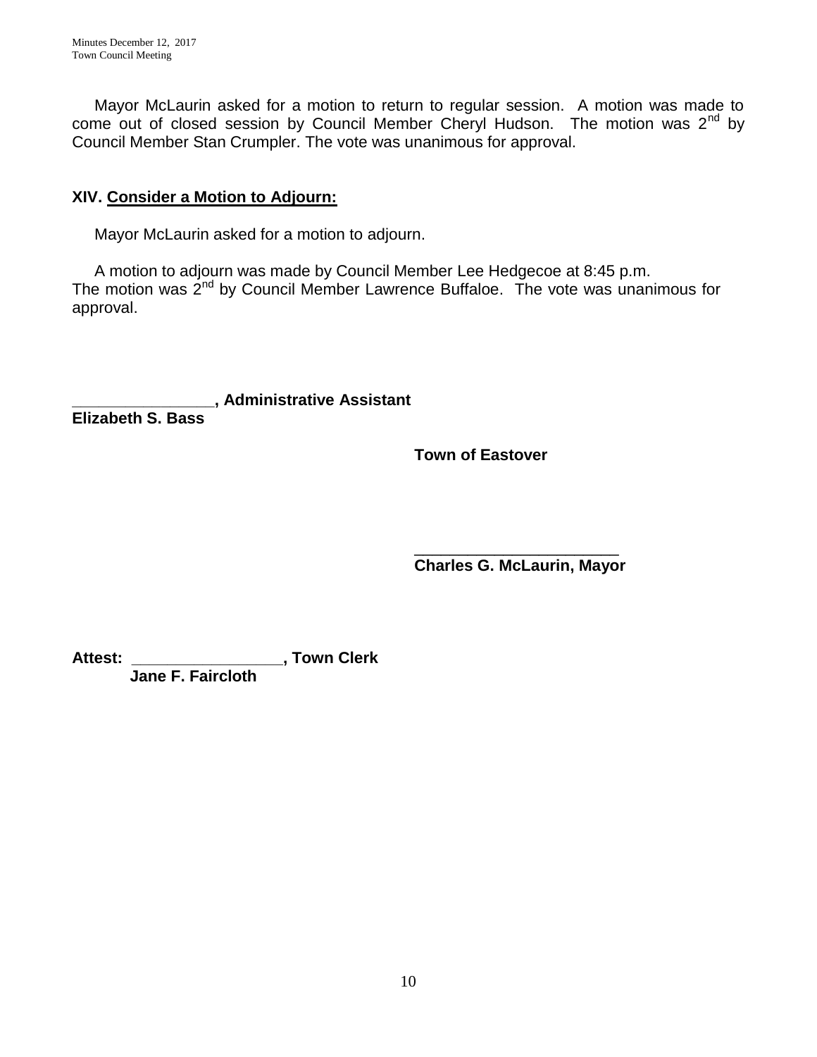Mayor McLaurin asked for a motion to return to regular session. A motion was made to come out of closed session by Council Member Cheryl Hudson. The motion was 2nd by Council Member Stan Crumpler. The vote was unanimous for approval.

**XIV. Consider a Motion to Adjourn:**

Mayor McLaurin asked for a motion to adjourn.

A motion to adjourn was made by Council Member Lee Hedgecoe at 8:45 p.m. The motion was 2nd by Council Member Lawrence Buffaloe. The vote was unanimous for approval.

**________________, Administrative Assistant**
**Elizabeth S. Bass**

**Town of Eastover**

**______________________**
**Charles G. McLaurin, Mayor**

**Attest: _________________, Town Clerk**
**Jane F. Faircloth**